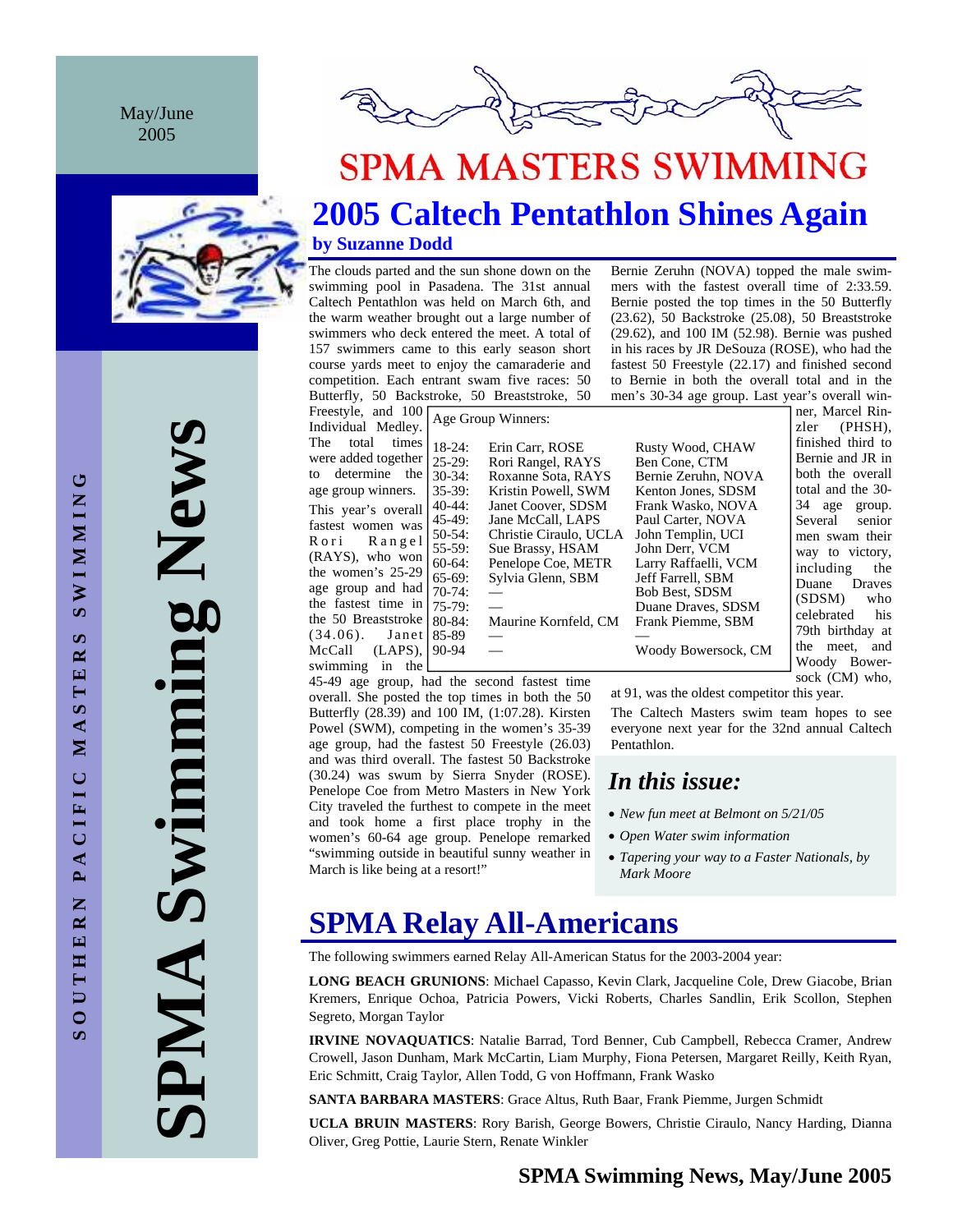May/June 2005

SOUTHERN PACIFIC MASTERS SWIMMING

SPMA Swimming News

# SPMA MASTERS SWIMMING

## 2005 Caltech Pentathlon Shines Again

**by Suzanne Dodd**

The clouds parted and the sun shone down on the swimming pool in Pasadena. The 31st annual Caltech Pentathlon was held on March 6th, and the warm weather brought out a large number of swimmers who deck entered the meet. A total of 157 swimmers came to this early season short course yards meet to enjoy the camaraderie and competition. Each entrant swam five races: 50 Butterfly, 50 Backstroke, 50 Breaststroke, 50 Freestyle, and 100 Individual Medley. The total times were added together to determine the age group winners.

This year's overall fastest women was Rori Rangel (RAYS), who won the women's 25-29 age group and had the fastest time in the 50 Breaststroke (34.06). Janet McCall (LAPS), swimming in the 45-49 age group, had the second fastest time overall. She posted the top times in both the 50 Butterfly (28.39) and 100 IM, (1:07.28). Kirsten Powel (SWM), competing in the women's 35-39 age group, had the fastest 50 Freestyle (26.03) and was third overall. The fastest 50 Backstroke (30.24) was swum by Sierra Snyder (ROSE). Penelope Coe from Metro Masters in New York City traveled the furthest to compete in the meet and took home a first place trophy in the women's 60-64 age group. Penelope remarked "swimming outside in beautiful sunny weather in March is like being at a resort!"

Age Group Winners:

| | | |
|---|---|---|
| 18-24: | Erin Carr, ROSE | Rusty Wood, CHAW |
| 25-29: | Rori Rangel, RAYS | Ben Cone, CTM |
| 30-34: | Roxanne Sota, RAYS | Bernie Zeruhn, NOVA |
| 35-39: | Kristin Powell, SWM | Kenton Jones, SDSM |
| 40-44: | Janet Coover, SDSM | Frank Wasko, NOVA |
| 45-49: | Jane McCall, LAPS | Paul Carter, NOVA |
| 50-54: | Christie Ciraulo, UCLA | John Templin, UCI |
| 55-59: | Sue Brassy, HSAM | John Derr, VCM |
| 60-64: | Penelope Coe, METR | Larry Raffaelli, VCM |
| 65-69: | Sylvia Glenn, SBM | Jeff Farrell, SBM |
| 70-74: | — | Bob Best, SDSM |
| 75-79: | — | Duane Draves, SDSM |
| 80-84: | Maurine Kornfeld, CM | Frank Piemme, SBM |
| 85-89 | — | — |
| 90-94 | — | Woody Bowersock, CM |

Bernie Zeruhn (NOVA) topped the male swimmers with the fastest overall time of 2:33.59. Bernie posted the top times in the 50 Butterfly (23.62), 50 Backstroke (25.08), 50 Breaststroke (29.62), and 100 IM (52.98). Bernie was pushed in his races by JR DeSouza (ROSE), who had the fastest 50 Freestyle (22.17) and finished second to Bernie in both the overall total and in the men's 30-34 age group. Last year's overall winner, Marcel Rinzler (PHSH), finished third to Bernie and JR in both the overall total and the 30-34 age group. Several senior men swam their way to victory, including the Duane Draves (SDSM) who celebrated his 79th birthday at the meet, and Woody Bowersock (CM) who, at 91, was the oldest competitor this year.

The Caltech Masters swim team hopes to see everyone next year for the 32nd annual Caltech Pentathlon.

### *In this issue:*

- *New fun meet at Belmont on 5/21/05*
- *Open Water swim information*
- *Tapering your way to a Faster Nationals, by Mark Moore*

## SPMA Relay All-Americans

The following swimmers earned Relay All-American Status for the 2003-2004 year:

**LONG BEACH GRUNIONS**: Michael Capasso, Kevin Clark, Jacqueline Cole, Drew Giacobe, Brian Kremers, Enrique Ochoa, Patricia Powers, Vicki Roberts, Charles Sandlin, Erik Scollon, Stephen Segreto, Morgan Taylor

**IRVINE NOVAQUATICS**: Natalie Barrad, Tord Benner, Cub Campbell, Rebecca Cramer, Andrew Crowell, Jason Dunham, Mark McCartin, Liam Murphy, Fiona Petersen, Margaret Reilly, Keith Ryan, Eric Schmitt, Craig Taylor, Allen Todd, G von Hoffmann, Frank Wasko

**SANTA BARBARA MASTERS**: Grace Altus, Ruth Baar, Frank Piemme, Jurgen Schmidt

**UCLA BRUIN MASTERS**: Rory Barish, George Bowers, Christie Ciraulo, Nancy Harding, Dianna Oliver, Greg Pottie, Laurie Stern, Renate Winkler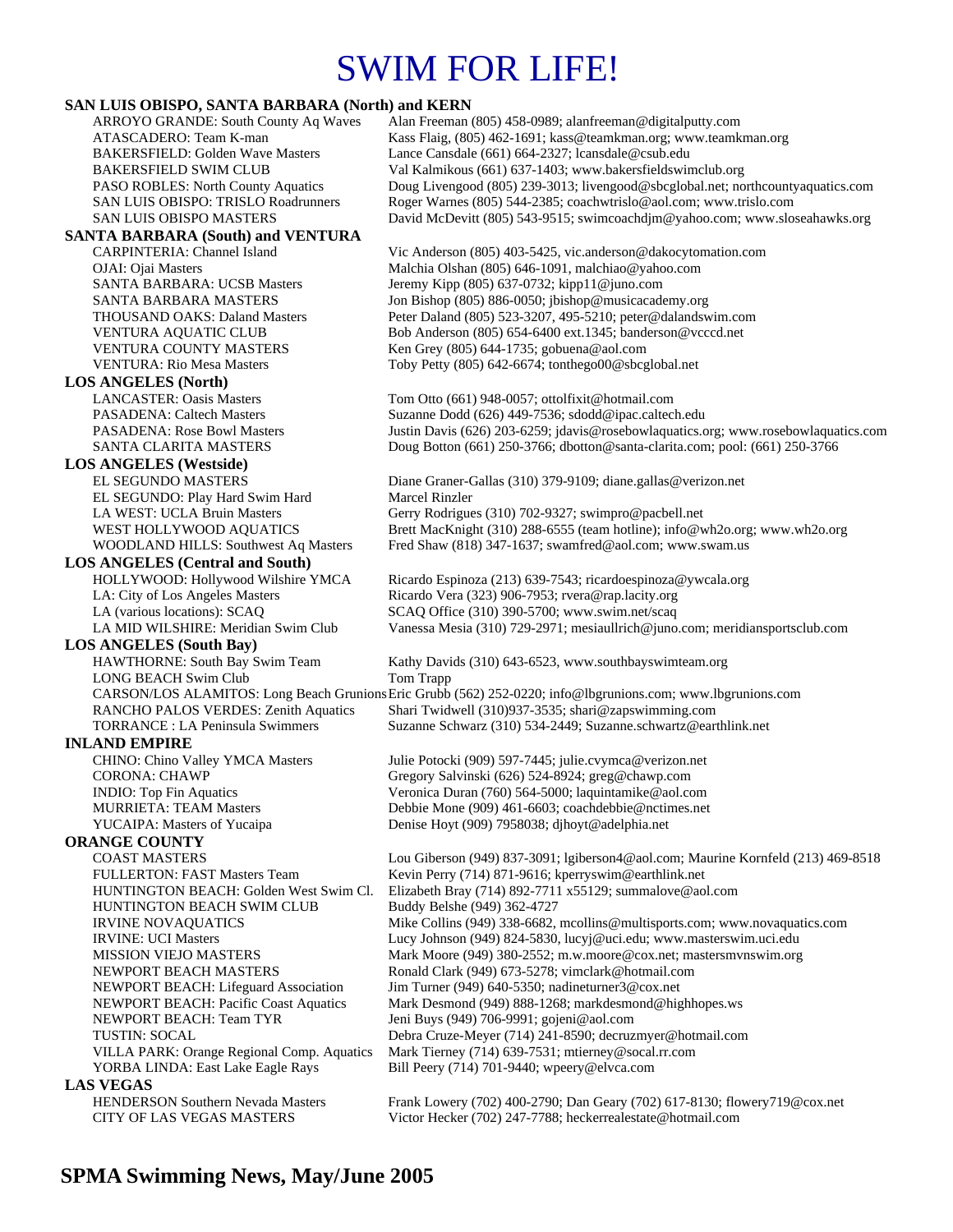# SWIM FOR LIFE!

**SAN LUIS OBISPO, SANTA BARBARA (North) and KERN**

| | |
|---|---|
| ARROYO GRANDE: South County Aq Waves | Alan Freeman (805) 458-0989; alanfreeman@digitalputty.com |
| ATASCADERO: Team K-man | Kass Flaig, (805) 462-1691; kass@teamkman.org; www.teamkman.org |
| BAKERSFIELD: Golden Wave Masters | Lance Cansdale (661) 664-2327; lcansdale@csub.edu |
| BAKERSFIELD SWIM CLUB | Val Kalmikous (661) 637-1403; www.bakersfieldswimclub.org |
| PASO ROBLES: North County Aquatics | Doug Livengood (805) 239-3013; livengood@sbcglobal.net; northcountyaquatics.com |
| SAN LUIS OBISPO: TRISLO Roadrunners | Roger Warnes (805) 544-2385; coachwtrislo@aol.com; www.trislo.com |
| SAN LUIS OBISPO MASTERS | David McDevitt (805) 543-9515; swimcoachdjm@yahoo.com; www.sloseahawks.org |

**SANTA BARBARA (South) and VENTURA**

| | |
|---|---|
| CARPINTERIA: Channel Island | Vic Anderson (805) 403-5425, vic.anderson@dakocytomation.com |
| OJAI: Ojai Masters | Malchia Olshan (805) 646-1091, malchiao@yahoo.com |
| SANTA BARBARA: UCSB Masters | Jeremy Kipp (805) 637-0732; kipp11@juno.com |
| SANTA BARBARA MASTERS | Jon Bishop (805) 886-0050; jbishop@musicacademy.org |
| THOUSAND OAKS: Daland Masters | Peter Daland (805) 523-3207, 495-5210; peter@dalandswim.com |
| VENTURA AQUATIC CLUB | Bob Anderson (805) 654-6400 ext.1345; banderson@vcccd.net |
| VENTURA COUNTY MASTERS | Ken Grey (805) 644-1735; gobuena@aol.com |
| VENTURA: Rio Mesa Masters | Toby Petty (805) 642-6674; tonthego00@sbcglobal.net |

**LOS ANGELES (North)**

| | |
|---|---|
| LANCASTER: Oasis Masters | Tom Otto (661) 948-0057; ottolfixit@hotmail.com |
| PASADENA: Caltech Masters | Suzanne Dodd (626) 449-7536; sdodd@ipac.caltech.edu |
| PASADENA: Rose Bowl Masters | Justin Davis (626) 203-6259; jdavis@rosebowlaquatics.org; www.rosebowlaquatics.com |
| SANTA CLARITA MASTERS | Doug Botton (661) 250-3766; dbotton@santa-clarita.com; pool: (661) 250-3766 |

**LOS ANGELES (Westside)**

| | |
|---|---|
| EL SEGUNDO MASTERS | Diane Graner-Gallas (310) 379-9109; diane.gallas@verizon.net |
| EL SEGUNDO: Play Hard Swim Hard | Marcel Rinzler |
| LA WEST: UCLA Bruin Masters | Gerry Rodrigues (310) 702-9327; swimpro@pacbell.net |
| WEST HOLLYWOOD AQUATICS | Brett MacKnight (310) 288-6555 (team hotline); info@wh2o.org; www.wh2o.org |
| WOODLAND HILLS: Southwest Aq Masters | Fred Shaw (818) 347-1637; swamfred@aol.com; www.swam.us |

**LOS ANGELES (Central and South)**

| | |
|---|---|
| HOLLYWOOD: Hollywood Wilshire YMCA | Ricardo Espinoza (213) 639-7543; ricardoespinoza@ywcala.org |
| LA: City of Los Angeles Masters | Ricardo Vera (323) 906-7953; rvera@rap.lacity.org |
| LA (various locations): SCAQ | SCAQ Office (310) 390-5700; www.swim.net/scaq |
| LA MID WILSHIRE: Meridian Swim Club | Vanessa Mesia (310) 729-2971; mesiaullrich@juno.com; meridiansportsclub.com |

**LOS ANGELES (South Bay)**

| | |
|---|---|
| HAWTHORNE: South Bay Swim Team | Kathy Davids (310) 643-6523, www.southbayswimteam.org |
| LONG BEACH Swim Club | Tom Trapp |
| CARSON/LOS ALAMITOS: Long Beach Grunions | Eric Grubb (562) 252-0220; info@lbgrunions.com; www.lbgrunions.com |
| RANCHO PALOS VERDES: Zenith Aquatics | Shari Twidwell (310)937-3535; shari@zapswimming.com |
| TORRANCE : LA Peninsula Swimmers | Suzanne Schwarz (310) 534-2449; Suzanne.schwartz@earthlink.net |

**INLAND EMPIRE**

| | |
|---|---|
| CHINO: Chino Valley YMCA Masters | Julie Potocki (909) 597-7445; julie.cvymca@verizon.net |
| CORONA: CHAWP | Gregory Salvinski (626) 524-8924; greg@chawp.com |
| INDIO: Top Fin Aquatics | Veronica Duran (760) 564-5000; laquintamike@aol.com |
| MURRIETA: TEAM Masters | Debbie Mone (909) 461-6603; coachdebbie@nctimes.net |
| YUCAIPA: Masters of Yucaipa | Denise Hoyt (909) 7958038; djhoyt@adelphia.net |

**ORANGE COUNTY**

| | |
|---|---|
| COAST MASTERS | Lou Giberson (949) 837-3091; lgiberson4@aol.com; Maurine Kornfeld (213) 469-8518 |
| FULLERTON: FAST Masters Team | Kevin Perry (714) 871-9616; kperryswim@earthlink.net |
| HUNTINGTON BEACH: Golden West Swim Cl. | Elizabeth Bray (714) 892-7711 x55129; summalove@aol.com |
| HUNTINGTON BEACH SWIM CLUB | Buddy Belshe (949) 362-4727 |
| IRVINE NOVAQUATICS | Mike Collins (949) 338-6682, mcollins@multisports.com; www.novaquatics.com |
| IRVINE: UCI Masters | Lucy Johnson (949) 824-5830, lucyj@uci.edu; www.masterswim.uci.edu |
| MISSION VIEJO MASTERS | Mark Moore (949) 380-2552; m.w.moore@cox.net; mastersmvnswim.org |
| NEWPORT BEACH MASTERS | Ronald Clark (949) 673-5278; vimclark@hotmail.com |
| NEWPORT BEACH: Lifeguard Association | Jim Turner (949) 640-5350; nadineturner3@cox.net |
| NEWPORT BEACH: Pacific Coast Aquatics | Mark Desmond (949) 888-1268; markdesmond@highhopes.ws |
| NEWPORT BEACH: Team TYR | Jeni Buys (949) 706-9991; gojeni@aol.com |
| TUSTIN: SOCAL | Debra Cruze-Meyer (714) 241-8590; decruzmyer@hotmail.com |
| VILLA PARK: Orange Regional Comp. Aquatics | Mark Tierney (714) 639-7531; mtierney@socal.rr.com |
| YORBA LINDA: East Lake Eagle Rays | Bill Peery (714) 701-9440; wpeery@elvca.com |

**LAS VEGAS**

| | |
|---|---|
| HENDERSON Southern Nevada Masters | Frank Lowery (702) 400-2790; Dan Geary (702) 617-8130; flowery719@cox.net |
| CITY OF LAS VEGAS MASTERS | Victor Hecker (702) 247-7788; heckerrealestate@hotmail.com |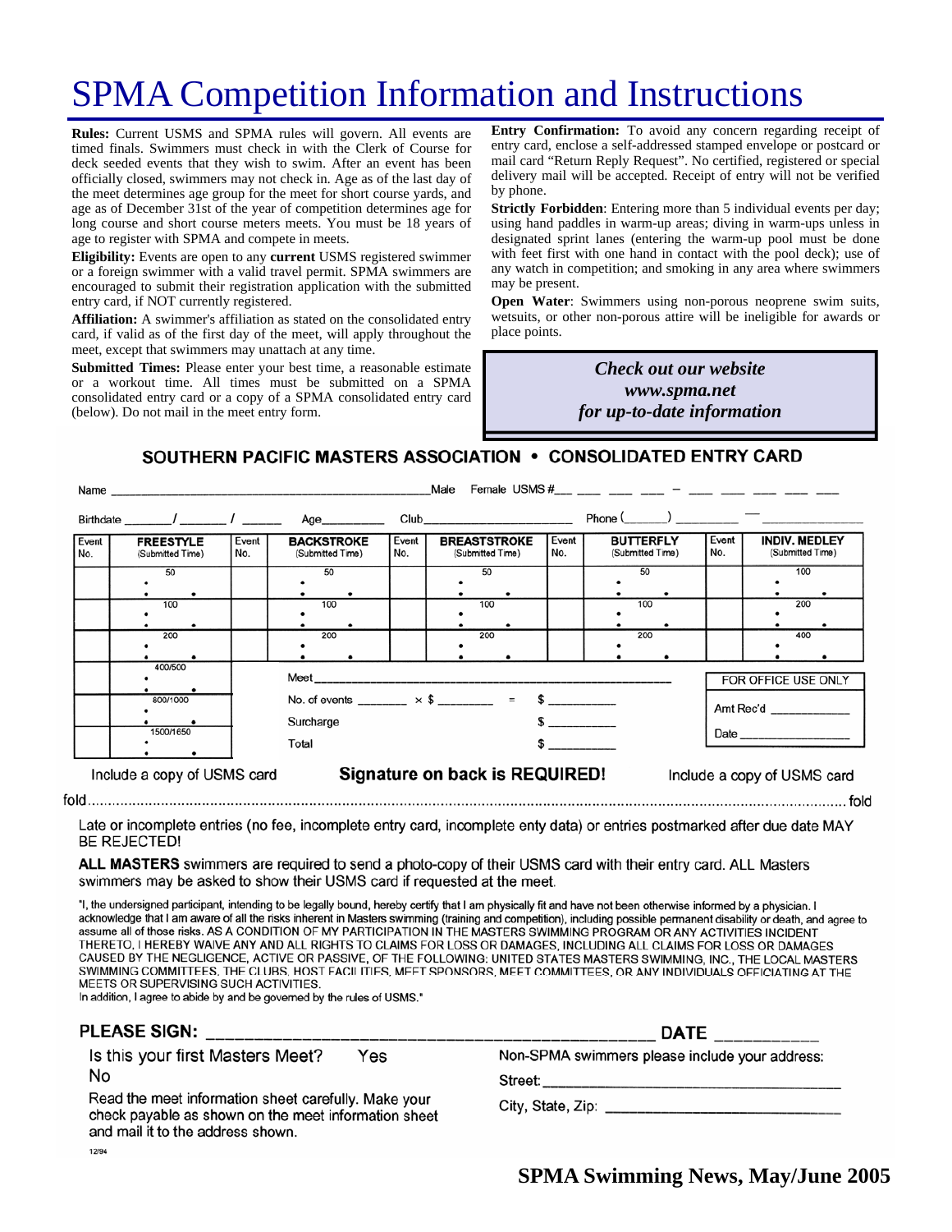# SPMA Competition Information and Instructions

**Rules:** Current USMS and SPMA rules will govern. All events are timed finals. Swimmers must check in with the Clerk of Course for deck seeded events that they wish to swim. After an event has been officially closed, swimmers may not check in. Age as of the last day of the meet determines age group for the meet for short course yards, and age as of December 31st of the year of competition determines age for long course and short course meters meets. You must be 18 years of age to register with SPMA and compete in meets.

**Eligibility:** Events are open to any **current** USMS registered swimmer or a foreign swimmer with a valid travel permit. SPMA swimmers are encouraged to submit their registration application with the submitted entry card, if NOT currently registered.

**Affiliation:** A swimmer's affiliation as stated on the consolidated entry card, if valid as of the first day of the meet, will apply throughout the meet, except that swimmers may unattach at any time.

**Submitted Times:** Please enter your best time, a reasonable estimate or a workout time. All times must be submitted on a SPMA consolidated entry card or a copy of a SPMA consolidated entry card (below). Do not mail in the meet entry form.

**Entry Confirmation:** To avoid any concern regarding receipt of entry card, enclose a self-addressed stamped envelope or postcard or mail card "Return Reply Request". No certified, registered or special delivery mail will be accepted. Receipt of entry will not be verified by phone.

**Strictly Forbidden**: Entering more than 5 individual events per day; using hand paddles in warm-up areas; diving in warm-ups unless in designated sprint lanes (entering the warm-up pool must be done with feet first with one hand in contact with the pool deck); use of any watch in competition; and smoking in any area where swimmers may be present.

**Open Water**: Swimmers using non-porous neoprene swim suits, wetsuits, or other non-porous attire will be ineligible for awards or place points.

***Check out our website***
***www.spma.net***
***for up-to-date information***

## SOUTHERN PACIFIC MASTERS ASSOCIATION • CONSOLIDATED ENTRY CARD

Name ____________________________ Male Female USMS #___ ___ ___ ___ – ___ ___ ___ ___ ___

Birthdate _____/_____/_____ Age_______ Club__________________ Phone (_____) _______ — __________

| Event No. | FREESTYLE (Submitted Time) | Event No. | BACKSTROKE (Submitted Time) | Event No. | BREASTSTROKE (Submitted Time) | Event No. | BUTTERFLY (Submitted Time) | Event No. | INDIV. MEDLEY (Submitted Time) |
|---|---|---|---|---|---|---|---|---|---|
| | 50 | | 50 | | 50 | | 50 | | 100 |
| | 100 | | 100 | | 100 | | 100 | | 200 |
| | 200 | | 200 | | 200 | | 200 | | 400 |
| | 400/500 | | | | | | | | |
| | 800/1000 | | | | | | | | |
| | 1500/1650 | | | | | | | | |

Meet ______________________________________

No. of events _______ × $ _______ = $ _________

Surcharge $ _________

Total $ _________

FOR OFFICE USE ONLY

Amt Rec'd ___________

Date ___________

Include a copy of USMS card **Signature on back is REQUIRED!** Include a copy of USMS card

fold ........................................................................................................ fold

Late or incomplete entries (no fee, incomplete entry card, incomplete enty data) or entries postmarked after due date MAY BE REJECTED!

**ALL MASTERS** swimmers are required to send a photo-copy of their USMS card with their entry card. ALL Masters swimmers may be asked to show their USMS card if requested at the meet.

"I, the undersigned participant, intending to be legally bound, hereby certify that I am physically fit and have not been otherwise informed by a physician. I acknowledge that I am aware of all the risks inherent in Masters swimming (training and competition), including possible permanent disability or death, and agree to assume all of those risks. AS A CONDITION OF MY PARTICIPATION IN THE MASTERS SWIMMING PROGRAM OR ANY ACTIVITIES INCIDENT THERETO, I HEREBY WAIVE ANY AND ALL RIGHTS TO CLAIMS FOR LOSS OR DAMAGES, INCLUDING ALL CLAIMS FOR LOSS OR DAMAGES CAUSED BY THE NEGLIGENCE, ACTIVE OR PASSIVE, OF THE FOLLOWING: UNITED STATES MASTERS SWIMMING, INC., THE LOCAL MASTERS SWIMMING COMMITTEES, THE CLUBS, HOST FACILITIES, MEET SPONSORS, MEET COMMITTEES, OR ANY INDIVIDUALS OFFICIATING AT THE MEETS OR SUPERVISING SUCH ACTIVITIES.
In addition, I agree to abide by and be governed by the rules of USMS."

**PLEASE SIGN:** ______________________________ **DATE** __________

Is this your first Masters Meet? Yes No

Read the meet information sheet carefully. Make your check payable as shown on the meet information sheet and mail it to the address shown.

Non-SPMA swimmers please include your address:

Street: ______________________________

City, State, Zip: ______________________________

12/94

**SPMA Swimming News, May/June 2005**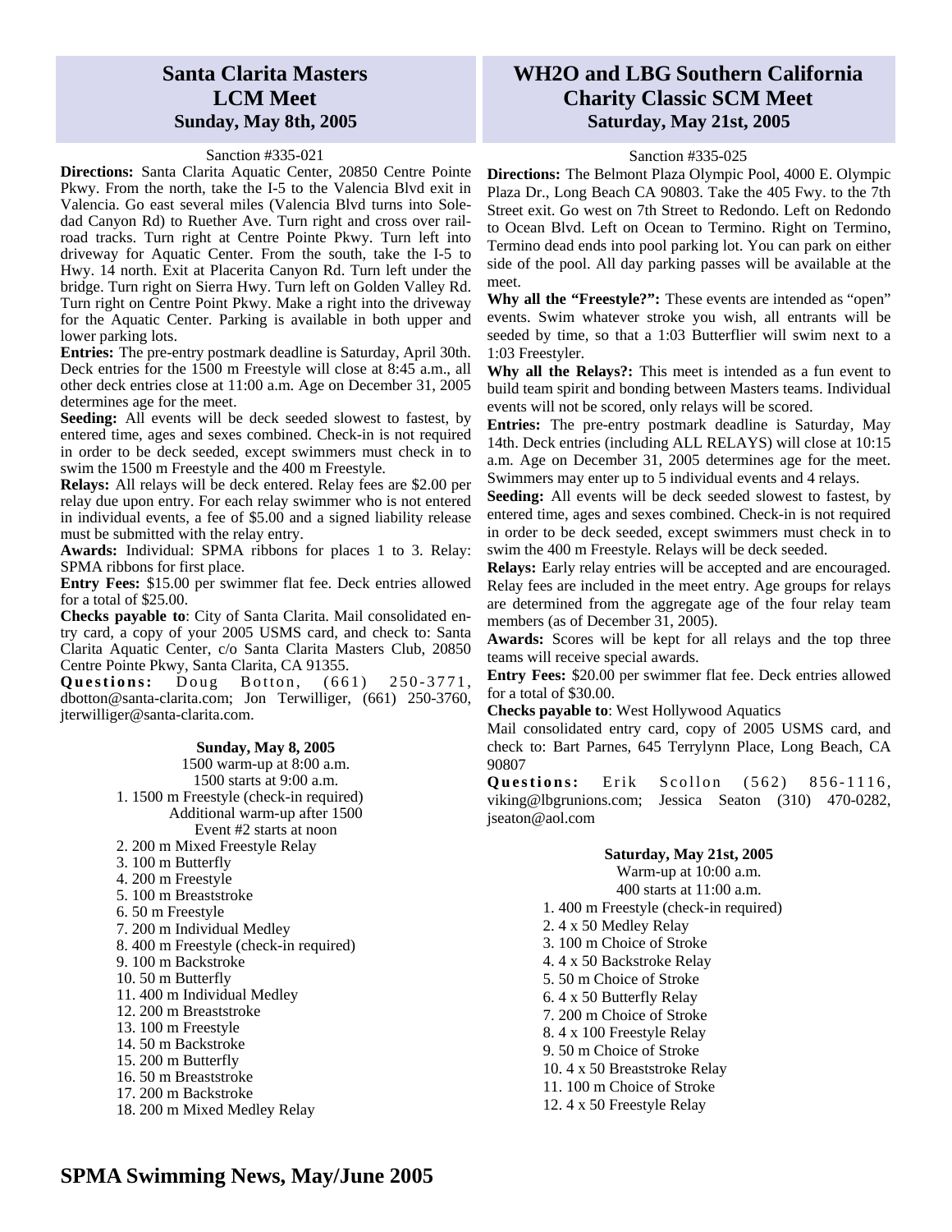## Santa Clarita Masters LCM Meet
### Sunday, May 8th, 2005

Sanction #335-021

**Directions:** Santa Clarita Aquatic Center, 20850 Centre Pointe Pkwy. From the north, take the I-5 to the Valencia Blvd exit in Valencia. Go east several miles (Valencia Blvd turns into Soledad Canyon Rd) to Ruether Ave. Turn right and cross over railroad tracks. Turn right at Centre Pointe Pkwy. Turn left into driveway for Aquatic Center. From the south, take the I-5 to Hwy. 14 north. Exit at Placerita Canyon Rd. Turn left under the bridge. Turn right on Sierra Hwy. Turn left on Golden Valley Rd. Turn right on Centre Point Pkwy. Make a right into the driveway for the Aquatic Center. Parking is available in both upper and lower parking lots.

**Entries:** The pre-entry postmark deadline is Saturday, April 30th. Deck entries for the 1500 m Freestyle will close at 8:45 a.m., all other deck entries close at 11:00 a.m. Age on December 31, 2005 determines age for the meet.

**Seeding:** All events will be deck seeded slowest to fastest, by entered time, ages and sexes combined. Check-in is not required in order to be deck seeded, except swimmers must check in to swim the 1500 m Freestyle and the 400 m Freestyle.

**Relays:** All relays will be deck entered. Relay fees are $2.00 per relay due upon entry. For each relay swimmer who is not entered in individual events, a fee of $5.00 and a signed liability release must be submitted with the relay entry.

**Awards:** Individual: SPMA ribbons for places 1 to 3. Relay: SPMA ribbons for first place.

**Entry Fees:** $15.00 per swimmer flat fee. Deck entries allowed for a total of $25.00.

**Checks payable to**: City of Santa Clarita. Mail consolidated entry card, a copy of your 2005 USMS card, and check to: Santa Clarita Aquatic Center, c/o Santa Clarita Masters Club, 20850 Centre Pointe Pkwy, Santa Clarita, CA 91355.

**Questions:** Doug Botton, (661) 250-3771, dbotton@santa-clarita.com; Jon Terwilliger, (661) 250-3760, jterwilliger@santa-clarita.com.

**Sunday, May 8, 2005**

1500 warm-up at 8:00 a.m.
1500 starts at 9:00 a.m.

1. 1500 m Freestyle (check-in required)

Additional warm-up after 1500
Event #2 starts at noon

2. 200 m Mixed Freestyle Relay
3. 100 m Butterfly
4. 200 m Freestyle
5. 100 m Breaststroke
6. 50 m Freestyle
7. 200 m Individual Medley
8. 400 m Freestyle (check-in required)
9. 100 m Backstroke
10. 50 m Butterfly
11. 400 m Individual Medley
12. 200 m Breaststroke
13. 100 m Freestyle
14. 50 m Backstroke
15. 200 m Butterfly
16. 50 m Breaststroke
17. 200 m Backstroke
18. 200 m Mixed Medley Relay

## WH2O and LBG Southern California Charity Classic SCM Meet
### Saturday, May 21st, 2005

Sanction #335-025

**Directions:** The Belmont Plaza Olympic Pool, 4000 E. Olympic Plaza Dr., Long Beach CA 90803. Take the 405 Fwy. to the 7th Street exit. Go west on 7th Street to Redondo. Left on Redondo to Ocean Blvd. Left on Ocean to Termino. Right on Termino, Termino dead ends into pool parking lot. You can park on either side of the pool. All day parking passes will be available at the meet.

**Why all the "Freestyle?":** These events are intended as "open" events. Swim whatever stroke you wish, all entrants will be seeded by time, so that a 1:03 Butterflier will swim next to a 1:03 Freestyler.

**Why all the Relays?:** This meet is intended as a fun event to build team spirit and bonding between Masters teams. Individual events will not be scored, only relays will be scored.

**Entries:** The pre-entry postmark deadline is Saturday, May 14th. Deck entries (including ALL RELAYS) will close at 10:15 a.m. Age on December 31, 2005 determines age for the meet. Swimmers may enter up to 5 individual events and 4 relays.

**Seeding:** All events will be deck seeded slowest to fastest, by entered time, ages and sexes combined. Check-in is not required in order to be deck seeded, except swimmers must check in to swim the 400 m Freestyle. Relays will be deck seeded.

**Relays:** Early relay entries will be accepted and are encouraged. Relay fees are included in the meet entry. Age groups for relays are determined from the aggregate age of the four relay team members (as of December 31, 2005).

**Awards:** Scores will be kept for all relays and the top three teams will receive special awards.

**Entry Fees:** $20.00 per swimmer flat fee. Deck entries allowed for a total of $30.00.

**Checks payable to**: West Hollywood Aquatics

Mail consolidated entry card, copy of 2005 USMS card, and check to: Bart Parnes, 645 Terrylynn Place, Long Beach, CA 90807

**Questions:** Erik Scollon (562) 856-1116, viking@lbgrunions.com; Jessica Seaton (310) 470-0282, jseaton@aol.com

**Saturday, May 21st, 2005**

Warm-up at 10:00 a.m.
400 starts at 11:00 a.m.

1. 400 m Freestyle (check-in required)
2. 4 x 50 Medley Relay
3. 100 m Choice of Stroke
4. 4 x 50 Backstroke Relay
5. 50 m Choice of Stroke
6. 4 x 50 Butterfly Relay
7. 200 m Choice of Stroke
8. 4 x 100 Freestyle Relay
9. 50 m Choice of Stroke
10. 4 x 50 Breaststroke Relay
11. 100 m Choice of Stroke
12. 4 x 50 Freestyle Relay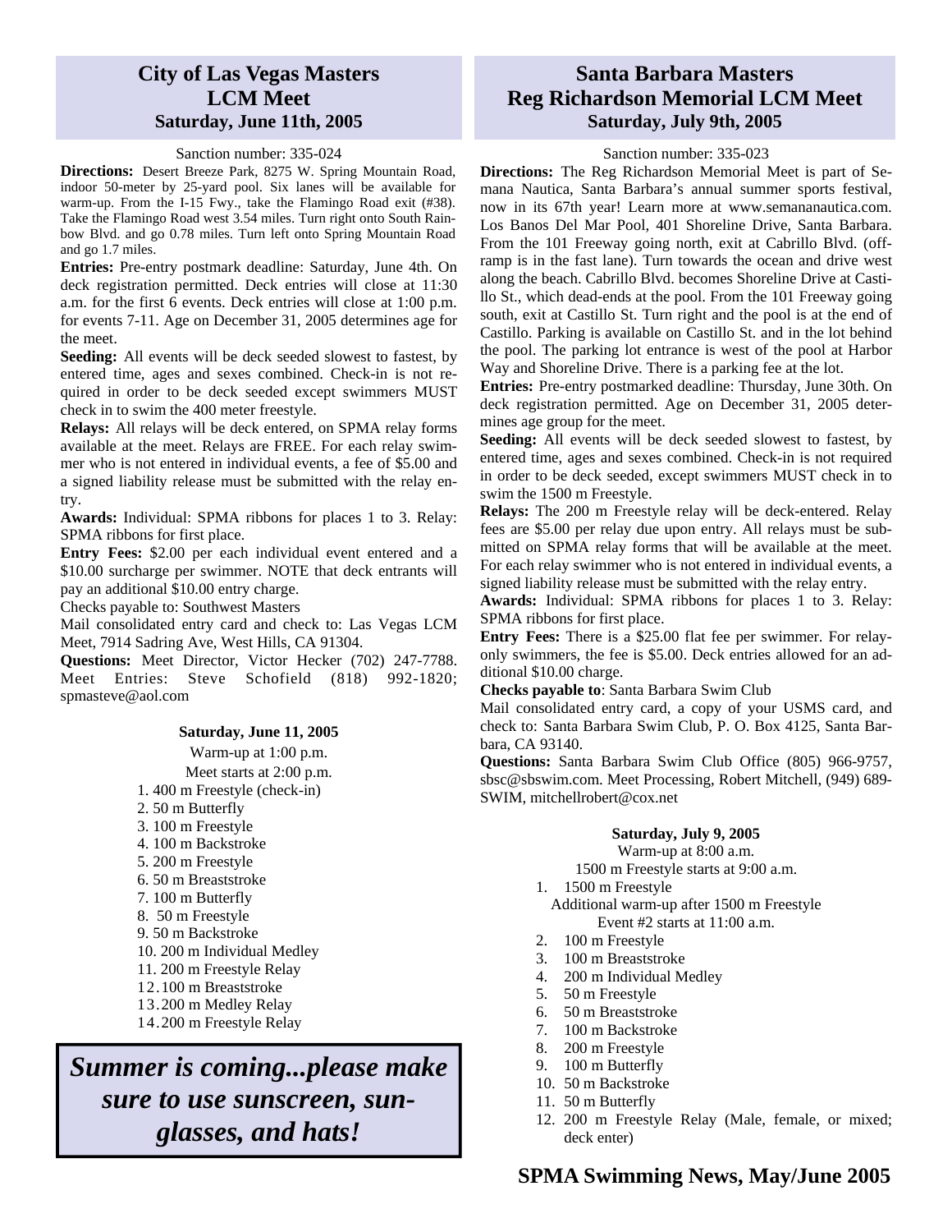## City of Las Vegas Masters LCM Meet
### Saturday, June 11th, 2005

Sanction number: 335-024

**Directions:** Desert Breeze Park, 8275 W. Spring Mountain Road, indoor 50-meter by 25-yard pool. Six lanes will be available for warm-up. From the I-15 Fwy., take the Flamingo Road exit (#38). Take the Flamingo Road west 3.54 miles. Turn right onto South Rainbow Blvd. and go 0.78 miles. Turn left onto Spring Mountain Road and go 1.7 miles.

**Entries:** Pre-entry postmark deadline: Saturday, June 4th. On deck registration permitted. Deck entries will close at 11:30 a.m. for the first 6 events. Deck entries will close at 1:00 p.m. for events 7-11. Age on December 31, 2005 determines age for the meet.

**Seeding:** All events will be deck seeded slowest to fastest, by entered time, ages and sexes combined. Check-in is not required in order to be deck seeded except swimmers MUST check in to swim the 400 meter freestyle.

**Relays:** All relays will be deck entered, on SPMA relay forms available at the meet. Relays are FREE. For each relay swimmer who is not entered in individual events, a fee of $5.00 and a signed liability release must be submitted with the relay entry.

**Awards:** Individual: SPMA ribbons for places 1 to 3. Relay: SPMA ribbons for first place.

**Entry Fees:** $2.00 per each individual event entered and a $10.00 surcharge per swimmer. NOTE that deck entrants will pay an additional $10.00 entry charge.

Checks payable to: Southwest Masters

Mail consolidated entry card and check to: Las Vegas LCM Meet, 7914 Sadring Ave, West Hills, CA 91304.

**Questions:** Meet Director, Victor Hecker (702) 247-7788. Meet Entries: Steve Schofield (818) 992-1820; spmasteve@aol.com

**Saturday, June 11, 2005**

Warm-up at 1:00 p.m.

Meet starts at 2:00 p.m.

1. 400 m Freestyle (check-in)
2. 50 m Butterfly
3. 100 m Freestyle
4. 100 m Backstroke
5. 200 m Freestyle
6. 50 m Breaststroke
7. 100 m Butterfly
8. 50 m Freestyle
9. 50 m Backstroke
10. 200 m Individual Medley
11. 200 m Freestyle Relay
12. 100 m Breaststroke
13. 200 m Medley Relay
14. 200 m Freestyle Relay

***Summer is coming...please make sure to use sunscreen, sunglasses, and hats!***

## Santa Barbara Masters Reg Richardson Memorial LCM Meet
### Saturday, July 9th, 2005

Sanction number: 335-023

**Directions:** The Reg Richardson Memorial Meet is part of Semana Nautica, Santa Barbara's annual summer sports festival, now in its 67th year! Learn more at www.semananautica.com. Los Banos Del Mar Pool, 401 Shoreline Drive, Santa Barbara. From the 101 Freeway going north, exit at Cabrillo Blvd. (offramp is in the fast lane). Turn towards the ocean and drive west along the beach. Cabrillo Blvd. becomes Shoreline Drive at Castillo St., which dead-ends at the pool. From the 101 Freeway going south, exit at Castillo St. Turn right and the pool is at the end of Castillo. Parking is available on Castillo St. and in the lot behind the pool. The parking lot entrance is west of the pool at Harbor Way and Shoreline Drive. There is a parking fee at the lot.

**Entries:** Pre-entry postmarked deadline: Thursday, June 30th. On deck registration permitted. Age on December 31, 2005 determines age group for the meet.

**Seeding:** All events will be deck seeded slowest to fastest, by entered time, ages and sexes combined. Check-in is not required in order to be deck seeded, except swimmers MUST check in to swim the 1500 m Freestyle.

**Relays:** The 200 m Freestyle relay will be deck-entered. Relay fees are $5.00 per relay due upon entry. All relays must be submitted on SPMA relay forms that will be available at the meet. For each relay swimmer who is not entered in individual events, a signed liability release must be submitted with the relay entry.

**Awards:** Individual: SPMA ribbons for places 1 to 3. Relay: SPMA ribbons for first place.

**Entry Fees:** There is a $25.00 flat fee per swimmer. For relay-only swimmers, the fee is $5.00. Deck entries allowed for an additional $10.00 charge.

**Checks payable to**: Santa Barbara Swim Club

Mail consolidated entry card, a copy of your USMS card, and check to: Santa Barbara Swim Club, P. O. Box 4125, Santa Barbara, CA 93140.

**Questions:** Santa Barbara Swim Club Office (805) 966-9757, sbsc@sbswim.com. Meet Processing, Robert Mitchell, (949) 689-SWIM, mitchellrobert@cox.net

**Saturday, July 9, 2005**

Warm-up at 8:00 a.m.

1500 m Freestyle starts at 9:00 a.m.

1. 1500 m Freestyle

   Additional warm-up after 1500 m Freestyle

   Event #2 starts at 11:00 a.m.

2. 100 m Freestyle
3. 100 m Breaststroke
4. 200 m Individual Medley
5. 50 m Freestyle
6. 50 m Breaststroke
7. 100 m Backstroke
8. 200 m Freestyle
9. 100 m Butterfly
10. 50 m Backstroke
11. 50 m Butterfly
12. 200 m Freestyle Relay (Male, female, or mixed; deck enter)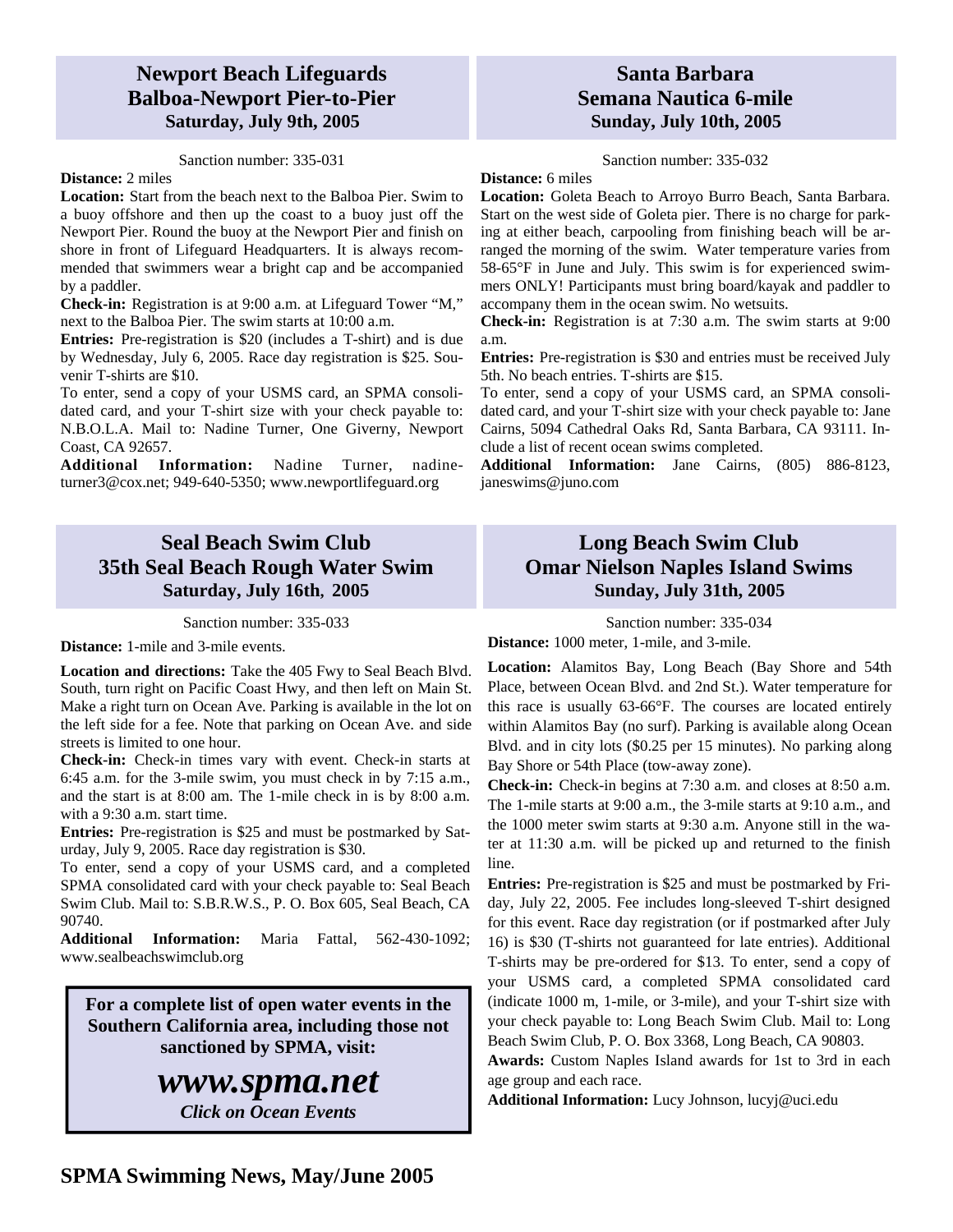## Newport Beach Lifeguards
## Balboa-Newport Pier-to-Pier
### Saturday, July 9th, 2005

Sanction number: 335-031

**Distance:** 2 miles

**Location:** Start from the beach next to the Balboa Pier. Swim to a buoy offshore and then up the coast to a buoy just off the Newport Pier. Round the buoy at the Newport Pier and finish on shore in front of Lifeguard Headquarters. It is always recommended that swimmers wear a bright cap and be accompanied by a paddler.

**Check-in:** Registration is at 9:00 a.m. at Lifeguard Tower "M," next to the Balboa Pier. The swim starts at 10:00 a.m.

**Entries:** Pre-registration is $20 (includes a T-shirt) and is due by Wednesday, July 6, 2005. Race day registration is $25. Souvenir T-shirts are $10.

To enter, send a copy of your USMS card, an SPMA consolidated card, and your T-shirt size with your check payable to: N.B.O.L.A. Mail to: Nadine Turner, One Giverny, Newport Coast, CA 92657.

**Additional Information:** Nadine Turner, nadineturner3@cox.net; 949-640-5350; www.newportlifeguard.org

## Santa Barbara
## Semana Nautica 6-mile
### Sunday, July 10th, 2005

Sanction number: 335-032

**Distance:** 6 miles

**Location:** Goleta Beach to Arroyo Burro Beach, Santa Barbara. Start on the west side of Goleta pier. There is no charge for parking at either beach, carpooling from finishing beach will be arranged the morning of the swim. Water temperature varies from 58-65°F in June and July. This swim is for experienced swimmers ONLY! Participants must bring board/kayak and paddler to accompany them in the ocean swim. No wetsuits.

**Check-in:** Registration is at 7:30 a.m. The swim starts at 9:00 a.m.

**Entries:** Pre-registration is $30 and entries must be received July 5th. No beach entries. T-shirts are $15.

To enter, send a copy of your USMS card, an SPMA consolidated card, and your T-shirt size with your check payable to: Jane Cairns, 5094 Cathedral Oaks Rd, Santa Barbara, CA 93111. Include a list of recent ocean swims completed.

**Additional Information:** Jane Cairns, (805) 886-8123, janeswims@juno.com

## Seal Beach Swim Club
## 35th Seal Beach Rough Water Swim
### Saturday, July 16th, 2005

Sanction number: 335-033

**Distance:** 1-mile and 3-mile events.

**Location and directions:** Take the 405 Fwy to Seal Beach Blvd. South, turn right on Pacific Coast Hwy, and then left on Main St. Make a right turn on Ocean Ave. Parking is available in the lot on the left side for a fee. Note that parking on Ocean Ave. and side streets is limited to one hour.

**Check-in:** Check-in times vary with event. Check-in starts at 6:45 a.m. for the 3-mile swim, you must check in by 7:15 a.m., and the start is at 8:00 am. The 1-mile check in is by 8:00 a.m. with a 9:30 a.m. start time.

**Entries:** Pre-registration is $25 and must be postmarked by Saturday, July 9, 2005. Race day registration is $30.

To enter, send a copy of your USMS card, and a completed SPMA consolidated card with your check payable to: Seal Beach Swim Club. Mail to: S.B.R.W.S., P. O. Box 605, Seal Beach, CA 90740.

**Additional Information:** Maria Fattal, 562-430-1092; www.sealbeachswimclub.org

**For a complete list of open water events in the Southern California area, including those not sanctioned by SPMA, visit:**

***www.spma.net***

***Click on Ocean Events***

## Long Beach Swim Club
## Omar Nielson Naples Island Swims
### Sunday, July 31th, 2005

Sanction number: 335-034

**Distance:** 1000 meter, 1-mile, and 3-mile.

**Location:** Alamitos Bay, Long Beach (Bay Shore and 54th Place, between Ocean Blvd. and 2nd St.). Water temperature for this race is usually 63-66°F. The courses are located entirely within Alamitos Bay (no surf). Parking is available along Ocean Blvd. and in city lots ($0.25 per 15 minutes). No parking along Bay Shore or 54th Place (tow-away zone).

**Check-in:** Check-in begins at 7:30 a.m. and closes at 8:50 a.m. The 1-mile starts at 9:00 a.m., the 3-mile starts at 9:10 a.m., and the 1000 meter swim starts at 9:30 a.m. Anyone still in the water at 11:30 a.m. will be picked up and returned to the finish line.

**Entries:** Pre-registration is $25 and must be postmarked by Friday, July 22, 2005. Fee includes long-sleeved T-shirt designed for this event. Race day registration (or if postmarked after July 16) is $30 (T-shirts not guaranteed for late entries). Additional T-shirts may be pre-ordered for $13. To enter, send a copy of your USMS card, a completed SPMA consolidated card (indicate 1000 m, 1-mile, or 3-mile), and your T-shirt size with your check payable to: Long Beach Swim Club. Mail to: Long Beach Swim Club, P. O. Box 3368, Long Beach, CA 90803.

**Awards:** Custom Naples Island awards for 1st to 3rd in each age group and each race.

**Additional Information:** Lucy Johnson, lucyj@uci.edu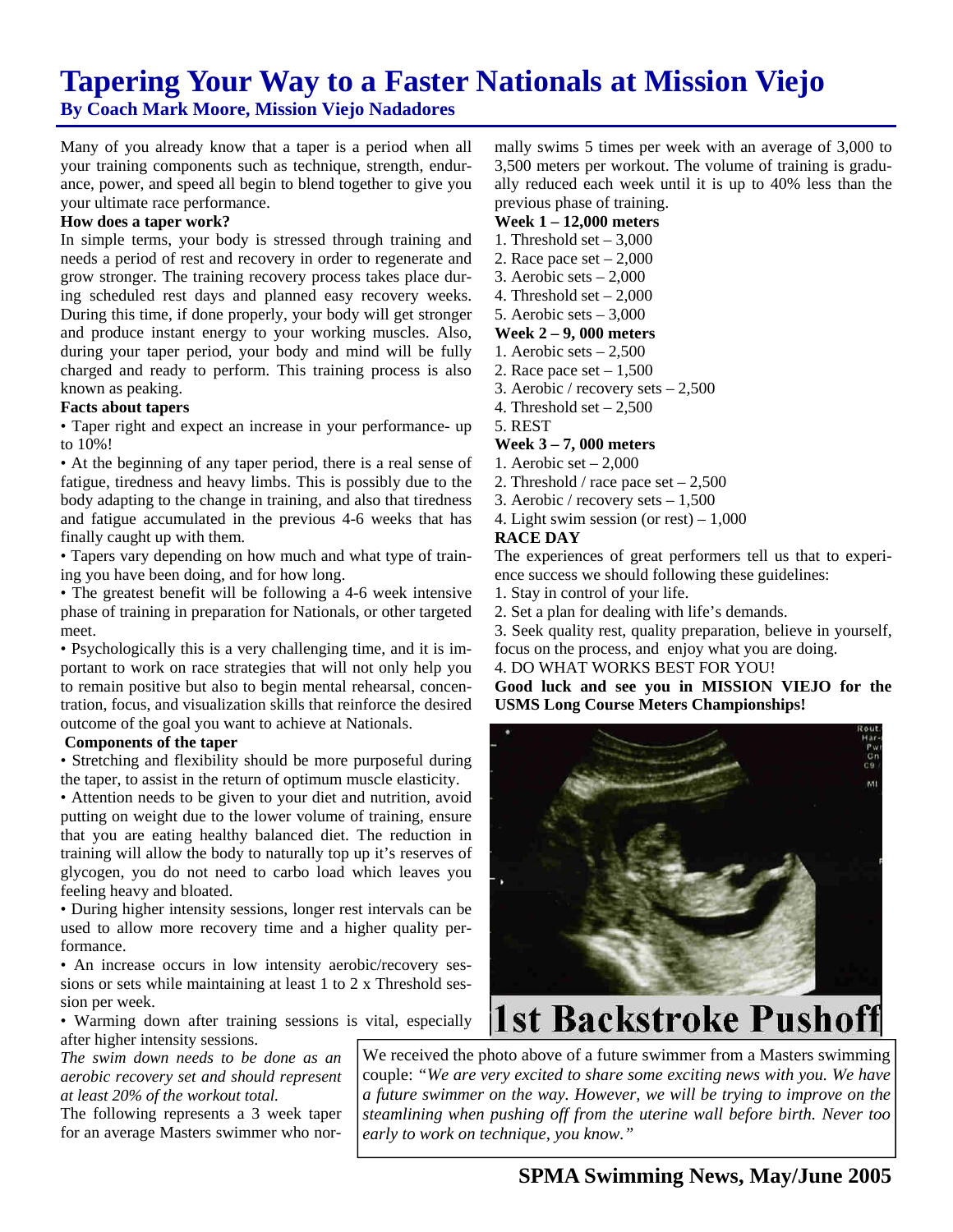# Tapering Your Way to a Faster Nationals at Mission Viejo

**By Coach Mark Moore, Mission Viejo Nadadores**

Many of you already know that a taper is a period when all your training components such as technique, strength, endurance, power, and speed all begin to blend together to give you your ultimate race performance.

**How does a taper work?**

In simple terms, your body is stressed through training and needs a period of rest and recovery in order to regenerate and grow stronger. The training recovery process takes place during scheduled rest days and planned easy recovery weeks. During this time, if done properly, your body will get stronger and produce instant energy to your working muscles. Also, during your taper period, your body and mind will be fully charged and ready to perform. This training process is also known as peaking.

**Facts about tapers**

- Taper right and expect an increase in your performance- up to 10%!
- At the beginning of any taper period, there is a real sense of fatigue, tiredness and heavy limbs. This is possibly due to the body adapting to the change in training, and also that tiredness and fatigue accumulated in the previous 4-6 weeks that has finally caught up with them.
- Tapers vary depending on how much and what type of training you have been doing, and for how long.
- The greatest benefit will be following a 4-6 week intensive phase of training in preparation for Nationals, or other targeted meet.
- Psychologically this is a very challenging time, and it is important to work on race strategies that will not only help you to remain positive but also to begin mental rehearsal, concentration, focus, and visualization skills that reinforce the desired outcome of the goal you want to achieve at Nationals.

**Components of the taper**

- Stretching and flexibility should be more purposeful during the taper, to assist in the return of optimum muscle elasticity.
- Attention needs to be given to your diet and nutrition, avoid putting on weight due to the lower volume of training, ensure that you are eating healthy balanced diet. The reduction in training will allow the body to naturally top up it's reserves of glycogen, you do not need to carbo load which leaves you feeling heavy and bloated.
- During higher intensity sessions, longer rest intervals can be used to allow more recovery time and a higher quality performance.
- An increase occurs in low intensity aerobic/recovery sessions or sets while maintaining at least 1 to 2 x Threshold session per week.
- Warming down after training sessions is vital, especially after higher intensity sessions.

*The swim down needs to be done as an aerobic recovery set and should represent at least 20% of the workout total.*

The following represents a 3 week taper for an average Masters swimmer who normally swims 5 times per week with an average of 3,000 to 3,500 meters per workout. The volume of training is gradually reduced each week until it is up to 40% less than the previous phase of training.

**Week 1 – 12,000 meters**

1. Threshold set – 3,000
2. Race pace set – 2,000
3. Aerobic sets – 2,000
4. Threshold set – 2,000
5. Aerobic sets – 3,000

**Week 2 – 9, 000 meters**

1. Aerobic sets – 2,500
2. Race pace set – 1,500
3. Aerobic / recovery sets – 2,500
4. Threshold set – 2,500
5. REST

**Week 3 – 7, 000 meters**

1. Aerobic set – 2,000
2. Threshold / race pace set – 2,500
3. Aerobic / recovery sets – 1,500
4. Light swim session (or rest) – 1,000

**RACE DAY**

The experiences of great performers tell us that to experience success we should following these guidelines:

1. Stay in control of your life.
2. Set a plan for dealing with life's demands.
3. Seek quality rest, quality preparation, believe in yourself, focus on the process, and enjoy what you are doing.
4. DO WHAT WORKS BEST FOR YOU!

**Good luck and see you in MISSION VIEJO for the USMS Long Course Meters Championships!**

**1st Backstroke Pushoff**

We received the photo above of a future swimmer from a Masters swimming couple: *"We are very excited to share some exciting news with you. We have a future swimmer on the way. However, we will be trying to improve on the steamlining when pushing off from the uterine wall before birth. Never too early to work on technique, you know."*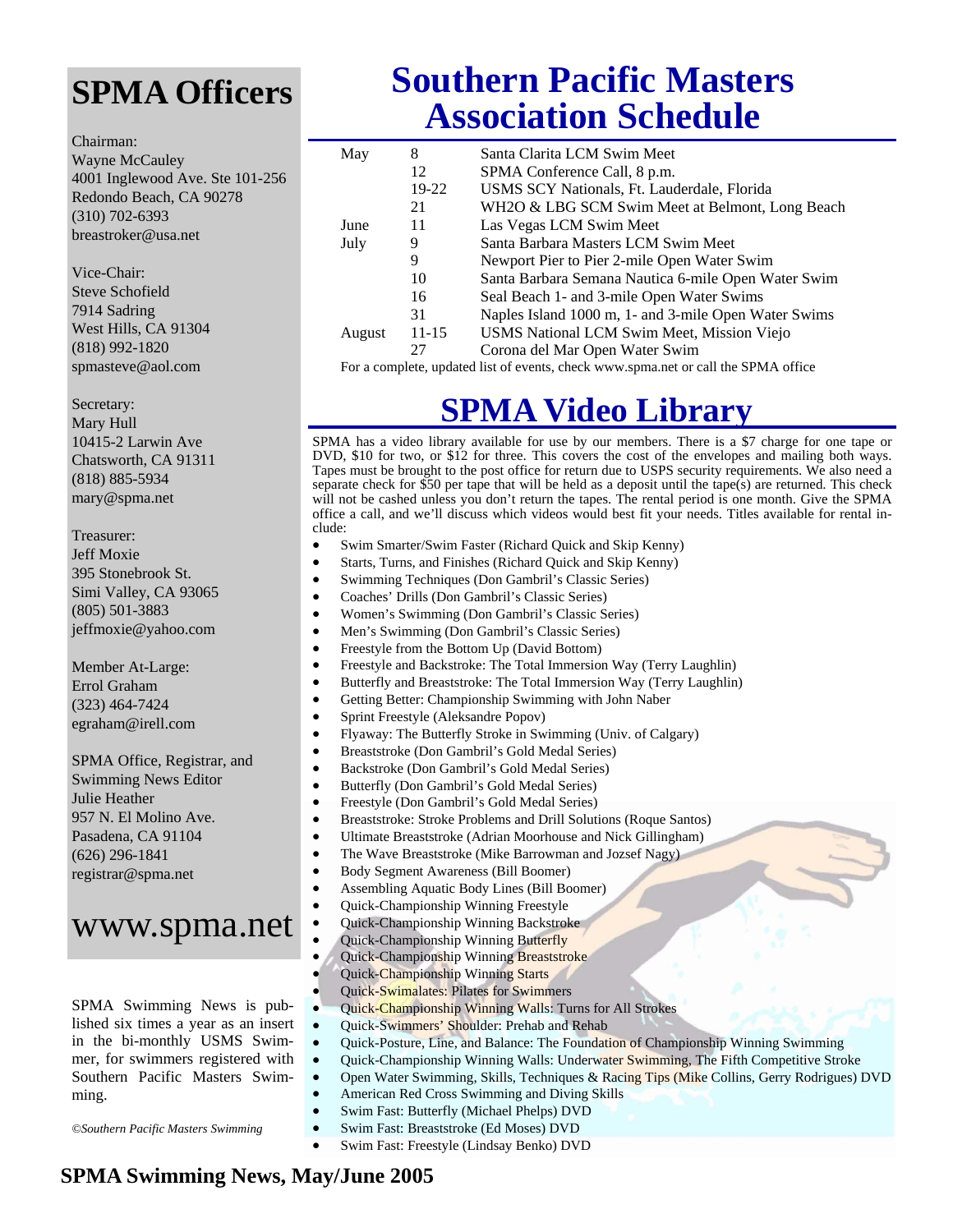# SPMA Officers

Chairman:
Wayne McCauley
4001 Inglewood Ave. Ste 101-256
Redondo Beach, CA 90278
(310) 702-6393
breastroker@usa.net

Vice-Chair:
Steve Schofield
7914 Sadring
West Hills, CA 91304
(818) 992-1820
spmasteve@aol.com

Secretary:
Mary Hull
10415-2 Larwin Ave
Chatsworth, CA 91311
(818) 885-5934
mary@spma.net

Treasurer:
Jeff Moxie
395 Stonebrook St.
Simi Valley, CA 93065
(805) 501-3883
jeffmoxie@yahoo.com

Member At-Large:
Errol Graham
(323) 464-7424
egraham@irell.com

SPMA Office, Registrar, and Swimming News Editor
Julie Heather
957 N. El Molino Ave.
Pasadena, CA 91104
(626) 296-1841
registrar@spma.net

## www.spma.net

SPMA Swimming News is published six times a year as an insert in the bi-monthly USMS Swimmer, for swimmers registered with Southern Pacific Masters Swimming.

*©Southern Pacific Masters Swimming*

# Southern Pacific Masters Association Schedule

| | | |
|---|---|---|
| May | 8 | Santa Clarita LCM Swim Meet |
| | 12 | SPMA Conference Call, 8 p.m. |
| | 19-22 | USMS SCY Nationals, Ft. Lauderdale, Florida |
| | 21 | WH2O & LBG SCM Swim Meet at Belmont, Long Beach |
| June | 11 | Las Vegas LCM Swim Meet |
| July | 9 | Santa Barbara Masters LCM Swim Meet |
| | 9 | Newport Pier to Pier 2-mile Open Water Swim |
| | 10 | Santa Barbara Semana Nautica 6-mile Open Water Swim |
| | 16 | Seal Beach 1- and 3-mile Open Water Swims |
| | 31 | Naples Island 1000 m, 1- and 3-mile Open Water Swims |
| August | 11-15 | USMS National LCM Swim Meet, Mission Viejo |
| | 27 | Corona del Mar Open Water Swim |

For a complete, updated list of events, check www.spma.net or call the SPMA office

# SPMA Video Library

SPMA has a video library available for use by our members. There is a $7 charge for one tape or DVD, $10 for two, or $12 for three. This covers the cost of the envelopes and mailing both ways. Tapes must be brought to the post office for return due to USPS security requirements. We also need a separate check for $50 per tape that will be held as a deposit until the tape(s) are returned. This check will not be cashed unless you don't return the tapes. The rental period is one month. Give the SPMA office a call, and we'll discuss which videos would best fit your needs. Titles available for rental include:

- Swim Smarter/Swim Faster (Richard Quick and Skip Kenny)
- Starts, Turns, and Finishes (Richard Quick and Skip Kenny)
- Swimming Techniques (Don Gambril's Classic Series)
- Coaches' Drills (Don Gambril's Classic Series)
- Women's Swimming (Don Gambril's Classic Series)
- Men's Swimming (Don Gambril's Classic Series)
- Freestyle from the Bottom Up (David Bottom)
- Freestyle and Backstroke: The Total Immersion Way (Terry Laughlin)
- Butterfly and Breaststroke: The Total Immersion Way (Terry Laughlin)
- Getting Better: Championship Swimming with John Naber
- Sprint Freestyle (Aleksandre Popov)
- Flyaway: The Butterfly Stroke in Swimming (Univ. of Calgary)
- Breaststroke (Don Gambril's Gold Medal Series)
- Backstroke (Don Gambril's Gold Medal Series)
- Butterfly (Don Gambril's Gold Medal Series)
- Freestyle (Don Gambril's Gold Medal Series)
- Breaststroke: Stroke Problems and Drill Solutions (Roque Santos)
- Ultimate Breaststroke (Adrian Moorhouse and Nick Gillingham)
- The Wave Breaststroke (Mike Barrowman and Jozsef Nagy)
- Body Segment Awareness (Bill Boomer)
- Assembling Aquatic Body Lines (Bill Boomer)
- Quick-Championship Winning Freestyle
- Quick-Championship Winning Backstroke
- Quick-Championship Winning Butterfly
- Quick-Championship Winning Breaststroke
- Quick-Championship Winning Starts
- Quick-Swimalates: Pilates for Swimmers
- Quick-Championship Winning Walls: Turns for All Strokes
- Quick-Swimmers' Shoulder: Prehab and Rehab
- Quick-Posture, Line, and Balance: The Foundation of Championship Winning Swimming
- Quick-Championship Winning Walls: Underwater Swimming, The Fifth Competitive Stroke
- Open Water Swimming, Skills, Techniques & Racing Tips (Mike Collins, Gerry Rodrigues) DVD
- American Red Cross Swimming and Diving Skills
- Swim Fast: Butterfly (Michael Phelps) DVD
- Swim Fast: Breaststroke (Ed Moses) DVD
- Swim Fast: Freestyle (Lindsay Benko) DVD

**SPMA Swimming News, May/June 2005**